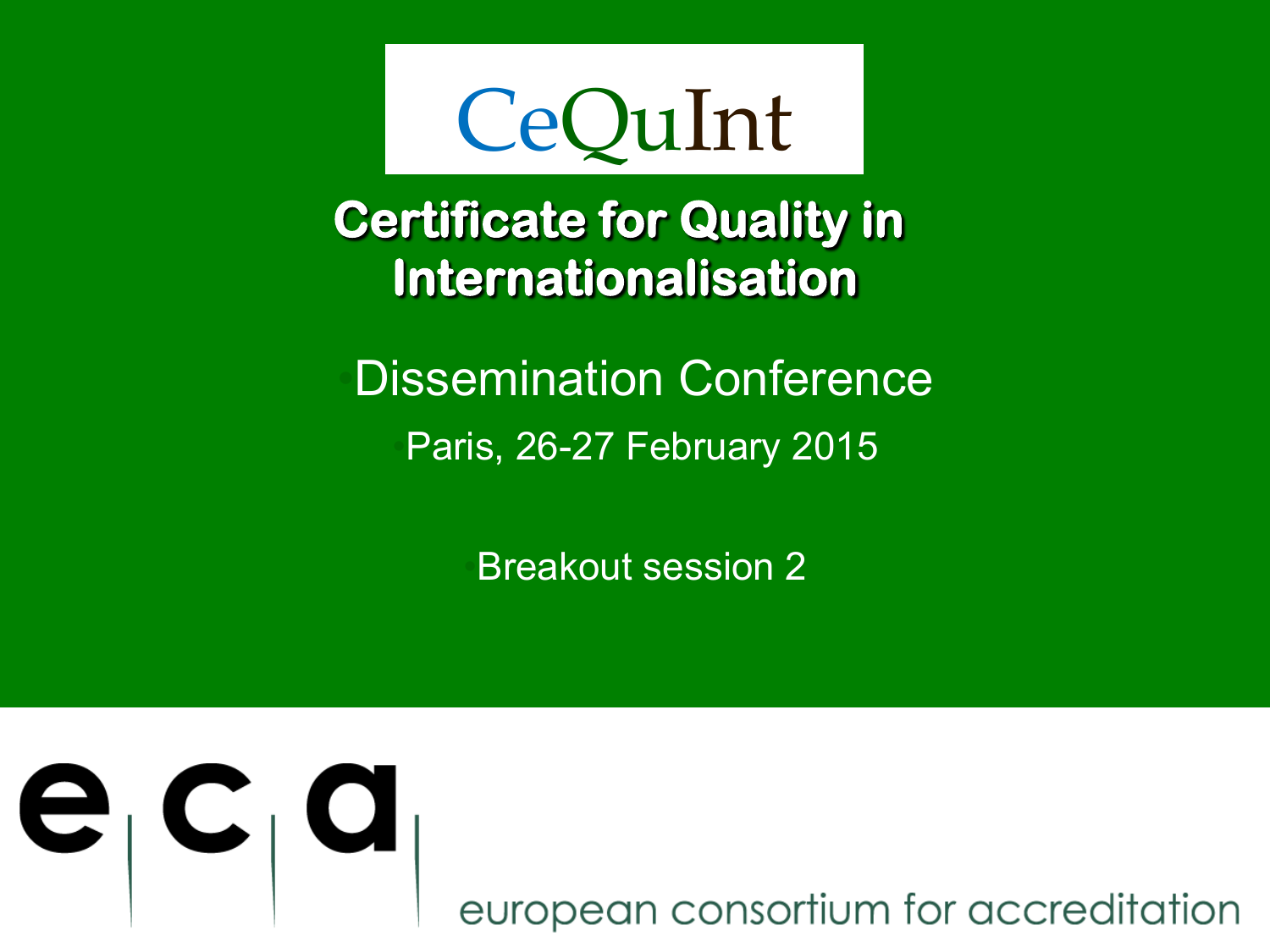# CeQuInt

## Certificate for Quality in Internationalisation

Dissemination Conference

Paris, 26-27 February 2015

Breakout session 2

e c a

european consortium for accreditation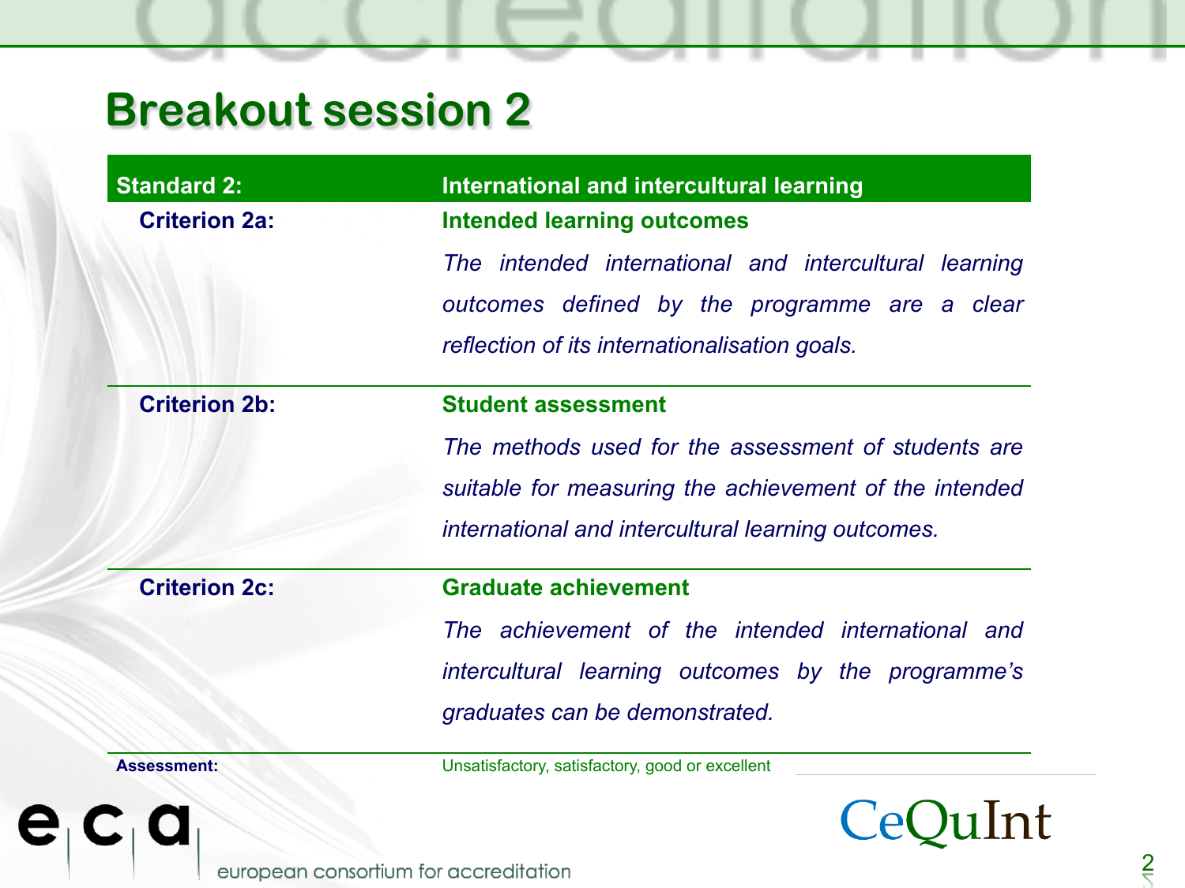# Breakout session 2

| Standard 2: | International and intercultural learning |
|---|---|
| **Criterion 2a:** | **Intended learning outcomes**<br>*The intended international and intercultural learning outcomes defined by the programme are a clear reflection of its internationalisation goals.* |
| **Criterion 2b:** | **Student assessment**<br>*The methods used for the assessment of students are suitable for measuring the achievement of the intended international and intercultural learning outcomes.* |
| **Criterion 2c:** | **Graduate achievement**<br>*The achievement of the intended international and intercultural learning outcomes by the programme's graduates can be demonstrated.* |
| **Assessment:** | Unsatisfactory, satisfactory, good or excellent |

eca – european consortium for accreditation

CeQuInt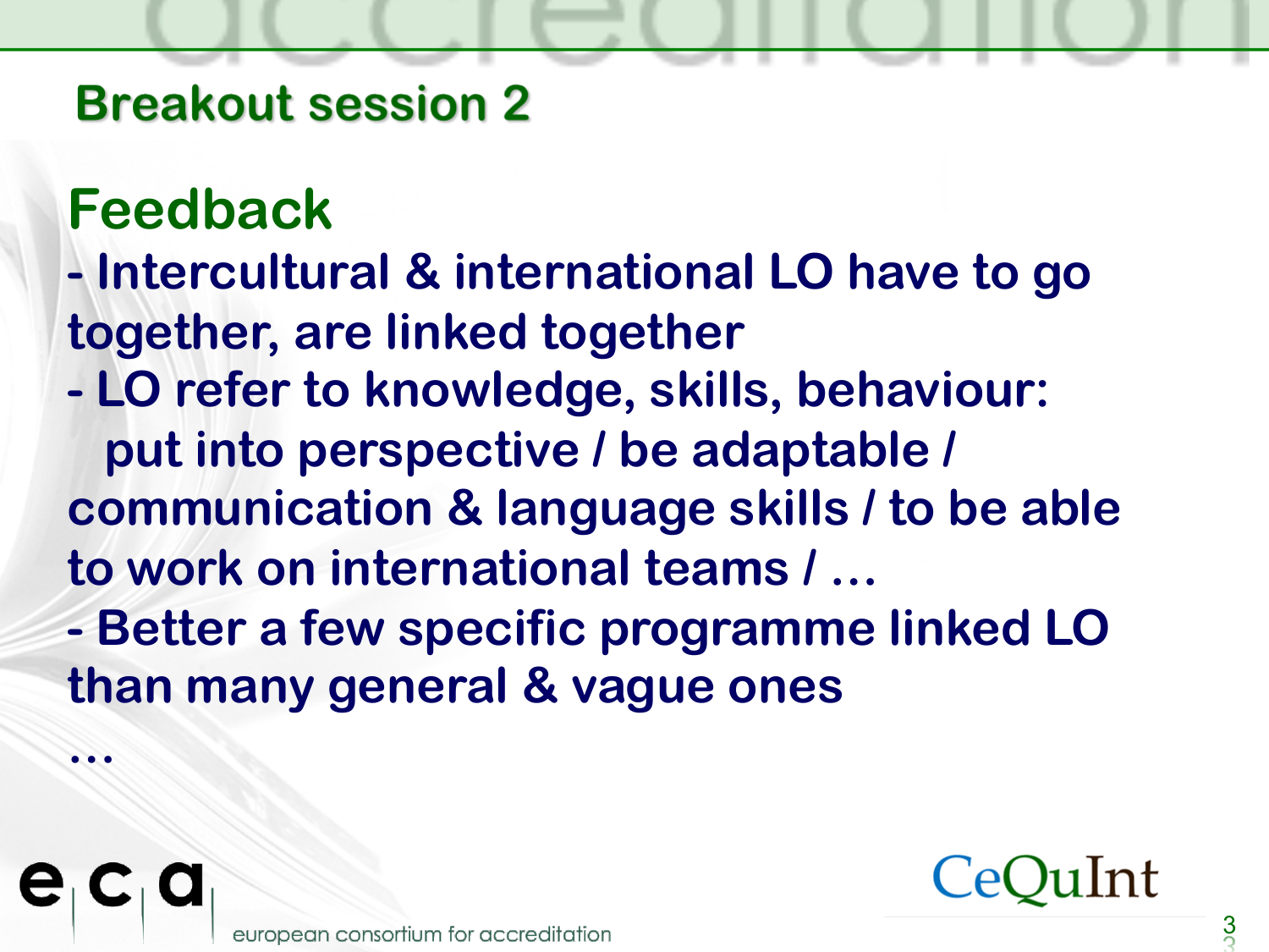## Breakout session 2

### Feedback

- Intercultural & international LO have to go together, are linked together
- LO refer to knowledge, skills, behaviour: put into perspective / be adaptable / communication & language skills / to be able to work on international teams / …
- Better a few specific programme linked LO than many general & vague ones

…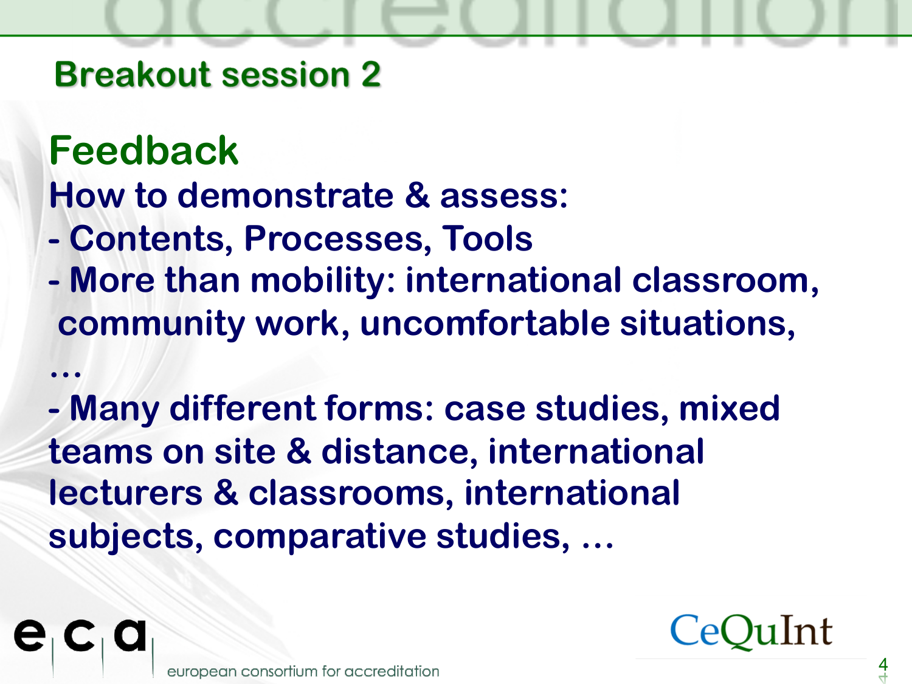## Breakout session 2

### Feedback

**How to demonstrate & assess:**

- **Contents, Processes, Tools**
- **More than mobility: international classroom, community work, uncomfortable situations, …**
- **Many different forms: case studies, mixed teams on site & distance, international lecturers & classrooms, international subjects, comparative studies, …**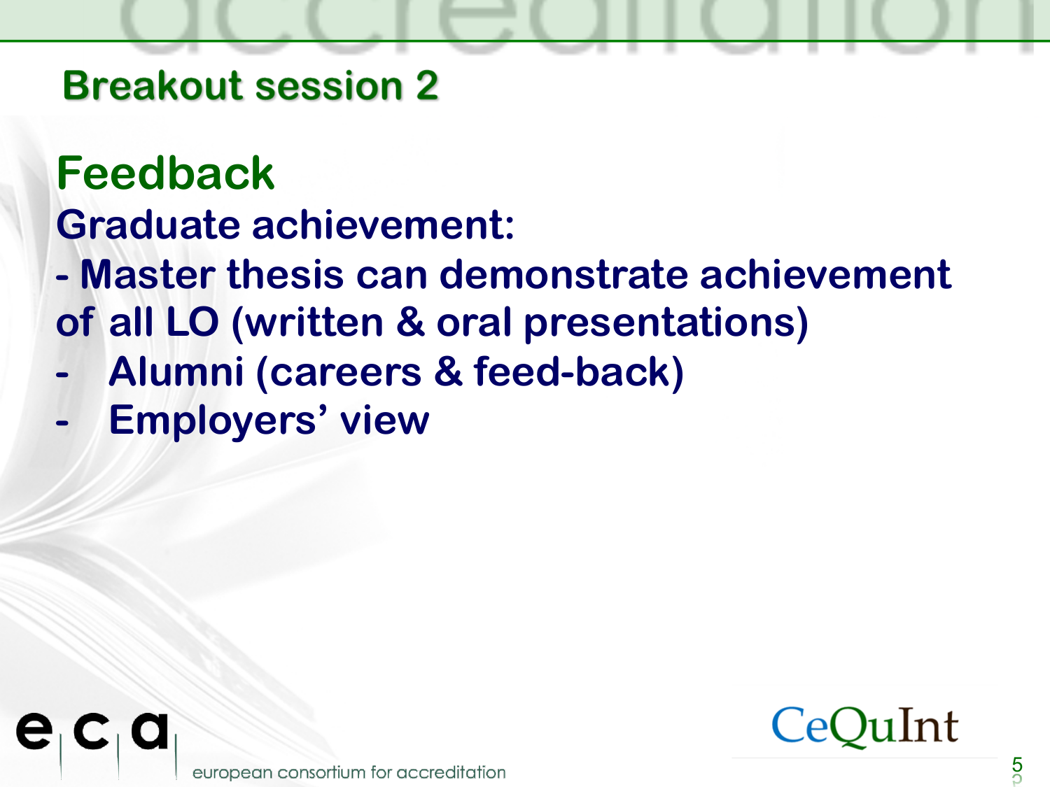## Breakout session 2

### Feedback

**Graduate achievement:**

- Master thesis can demonstrate achievement of all LO (written & oral presentations)
- Alumni (careers & feed-back)
- Employers' view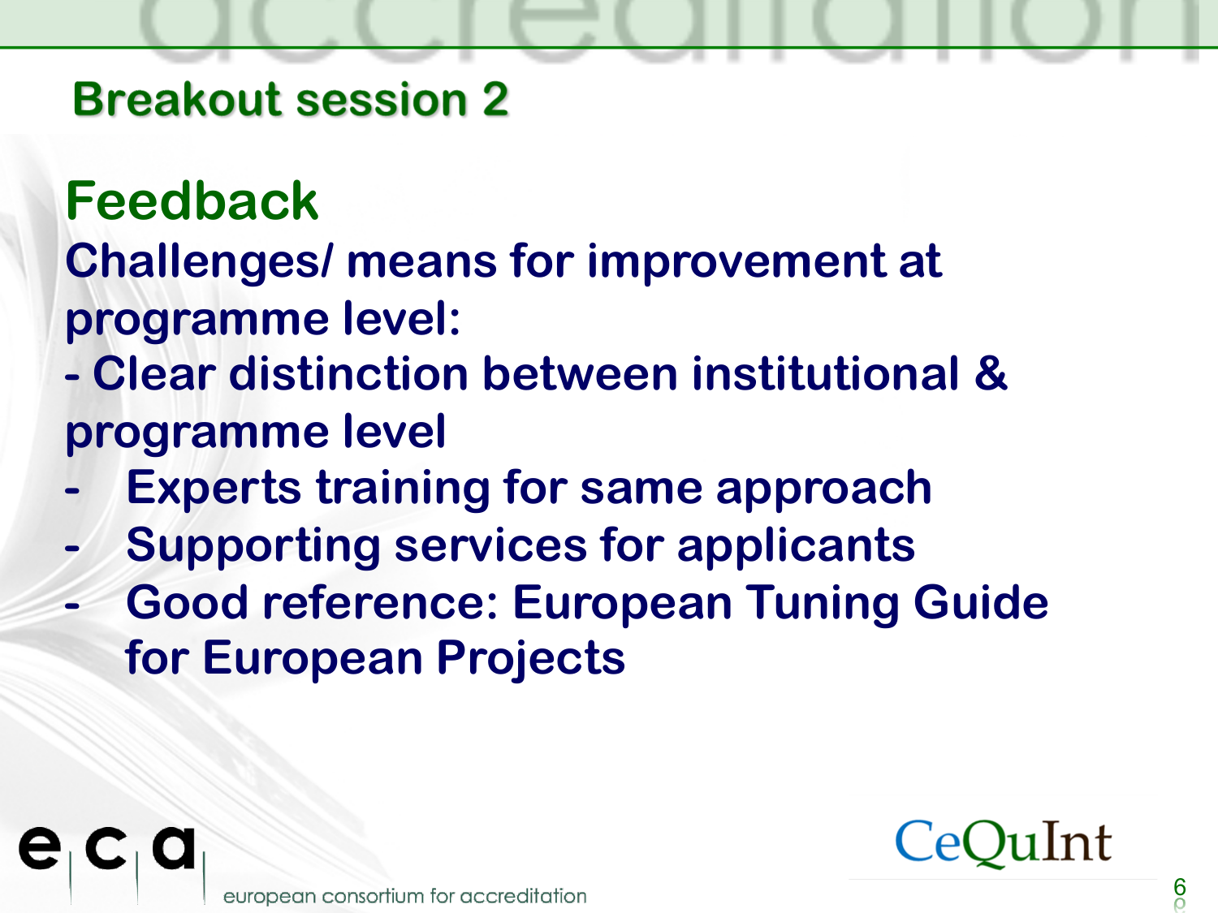## Breakout session 2

### Feedback

**Challenges/ means for improvement at programme level:**

- Clear distinction between institutional & programme level
- Experts training for same approach
- Supporting services for applicants
- Good reference: European Tuning Guide for European Projects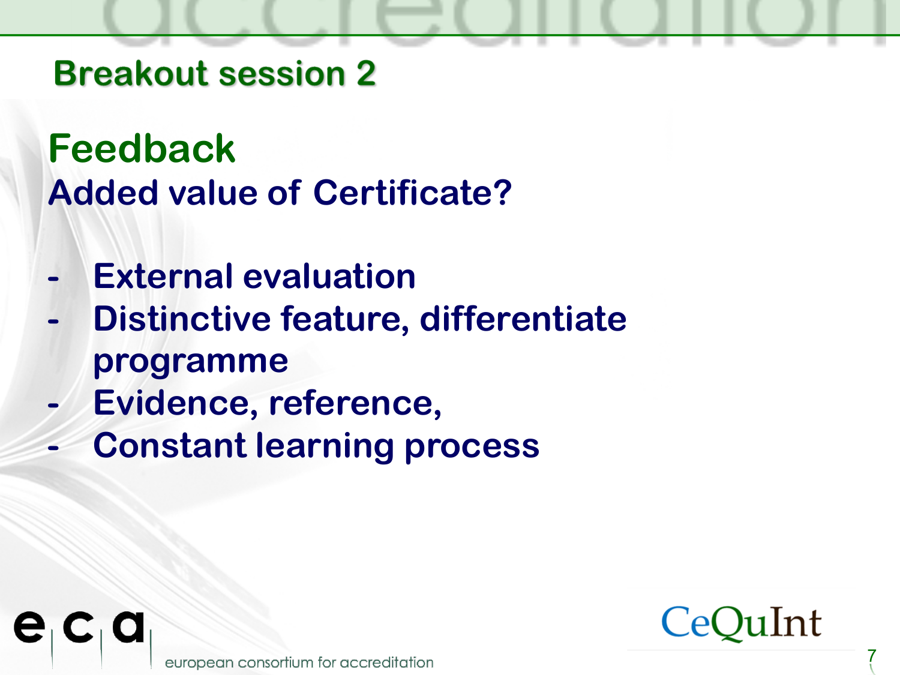## Breakout session 2

### Feedback

**Added value of Certificate?**

- External evaluation
- Distinctive feature, differentiate programme
- Evidence, reference,
- Constant learning process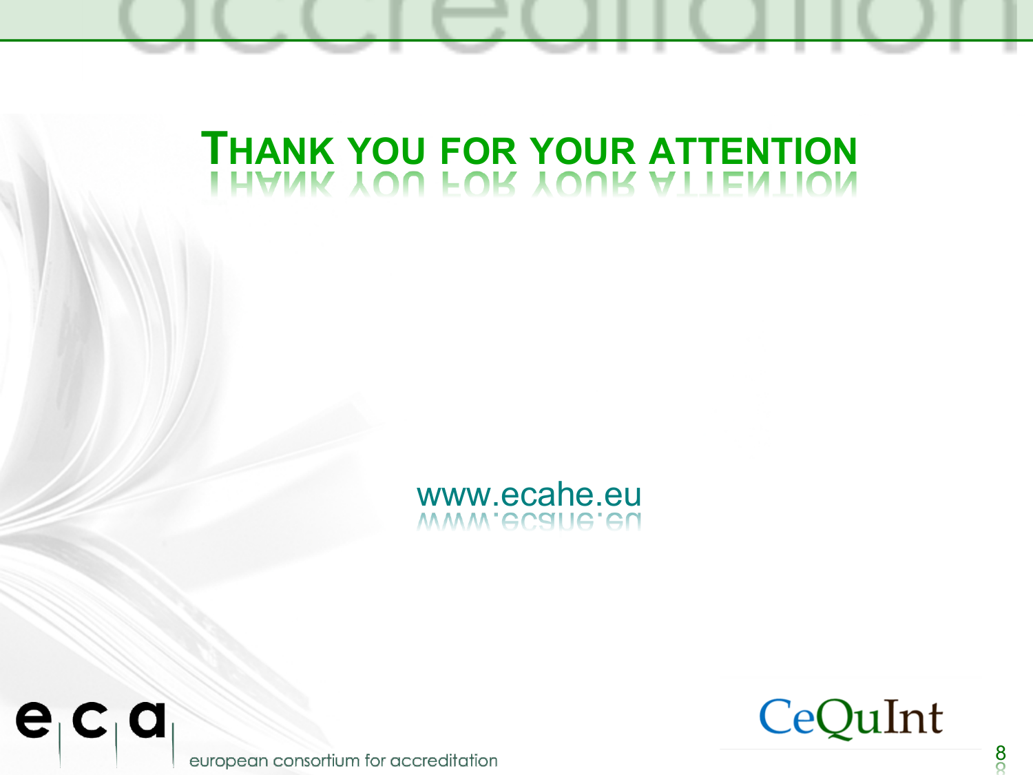# THANK YOU FOR YOUR ATTENTION

www.ecahe.eu

eca european consortium for accreditation

CeQuInt